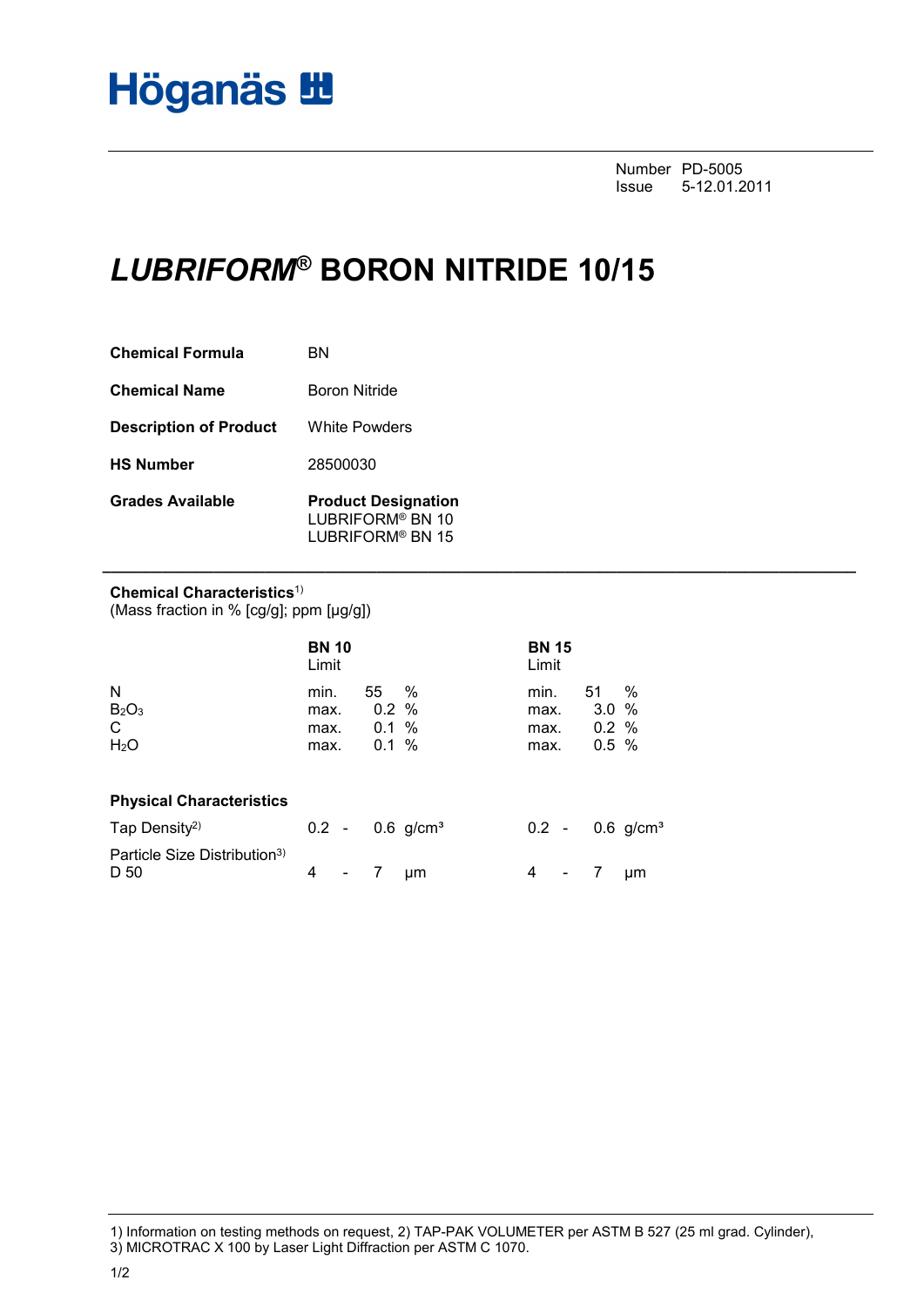Höganäs

Number PD-5005
Issue 5-12.01.2011

# *LUBRIFORM®* BORON NITRIDE 10/15

| | |
|---|---|
| **Chemical Formula** | BN |
| **Chemical Name** | Boron Nitride |
| **Description of Product** | White Powders |
| **HS Number** | 28500030 |
| **Grades Available** | **Product Designation**<br>LUBRIFORM® BN 10<br>LUBRIFORM® BN 15 |

**Chemical Characteristics**[1)]
(Mass fraction in % [cg/g]; ppm [µg/g])

| | **BN 10** Limit | **BN 15** Limit |
|---|---|---|
| N | min. 55 % | min. 51 % |
| $B_2O_3$ | max. 0.2 % | max. 3.0 % |
| C | max. 0.1 % | max. 0.2 % |
| $H_2O$ | max. 0.1 % | max. 0.5 % |

**Physical Characteristics**

| | BN 10 | BN 15 |
|---|---|---|
| Tap Density[2)] | 0.2 - 0.6 g/cm³ | 0.2 - 0.6 g/cm³ |
| Particle Size Distribution[3)] D 50 | 4 - 7 µm | 4 - 7 µm |

1) Information on testing methods on request, 2) TAP-PAK VOLUMETER per ASTM B 527 (25 ml grad. Cylinder), 3) MICROTRAC X 100 by Laser Light Diffraction per ASTM C 1070.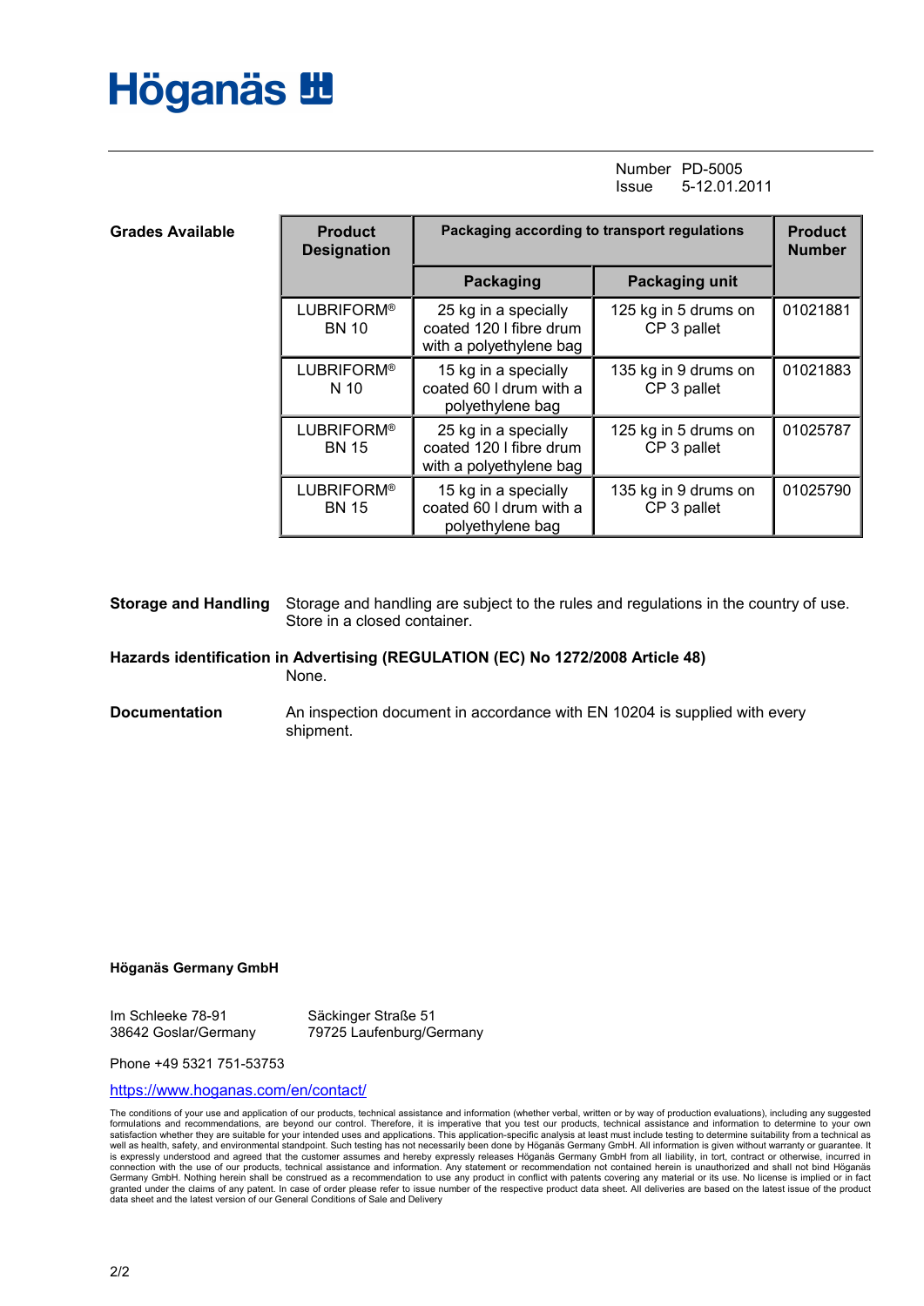Number PD-5005
Issue 5-12.01.2011

**Grades Available**

| Product Designation | Packaging according to transport regulations | | Product Number |
|---|---|---|---|
| | Packaging | Packaging unit | |
| LUBRIFORM® BN 10 | 25 kg in a specially coated 120 l fibre drum with a polyethylene bag | 125 kg in 5 drums on CP 3 pallet | 01021881 |
| LUBRIFORM® N 10 | 15 kg in a specially coated 60 l drum with a polyethylene bag | 135 kg in 9 drums on CP 3 pallet | 01021883 |
| LUBRIFORM® BN 15 | 25 kg in a specially coated 120 l fibre drum with a polyethylene bag | 125 kg in 5 drums on CP 3 pallet | 01025787 |
| LUBRIFORM® BN 15 | 15 kg in a specially coated 60 l drum with a polyethylene bag | 135 kg in 9 drums on CP 3 pallet | 01025790 |

**Storage and Handling** Storage and handling are subject to the rules and regulations in the country of use. Store in a closed container.

**Hazards identification in Advertising (REGULATION (EC) No 1272/2008 Article 48)**
None.

**Documentation** An inspection document in accordance with EN 10204 is supplied with every shipment.

**Höganäs Germany GmbH**

Im Schleeke 78-91
38642 Goslar/Germany

Säckinger Straße 51
79725 Laufenburg/Germany

Phone +49 5321 751-53753

https://www.hoganas.com/en/contact/

The conditions of your use and application of our products, technical assistance and information (whether verbal, written or by way of production evaluations), including any suggested formulations and recommendations, are beyond our control. Therefore, it is imperative that you test our products, technical assistance and information to determine to your own satisfaction whether they are suitable for your intended uses and applications. This application-specific analysis at least must include testing to determine suitability from a technical as well as health, safety, and environmental standpoint. Such testing has not necessarily been done by Höganäs Germany GmbH. All information is given without warranty or guarantee. It is expressly understood and agreed that the customer assumes and hereby expressly releases Höganäs Germany GmbH from all liability, in tort, contract or otherwise, incurred in connection with the use of our products, technical assistance and information. Any statement or recommendation not contained herein is unauthorized and shall not bind Höganäs Germany GmbH. Nothing herein shall be construed as a recommendation to use any product in conflict with patents covering any material or its use. No license is implied or in fact granted under the claims of any patent. In case of order please refer to issue number of the respective product data sheet. All deliveries are based on the latest issue of the product data sheet and the latest version of our General Conditions of Sale and Delivery